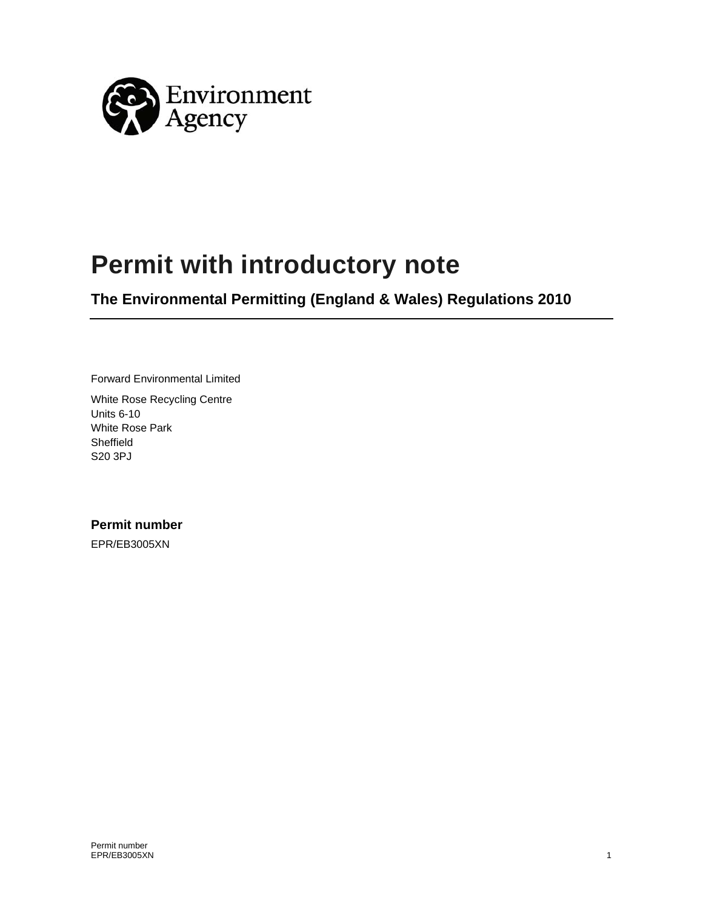Environment Agency

# Permit with introductory note

## The Environmental Permitting (England & Wales) Regulations 2010

Forward Environmental Limited

White Rose Recycling Centre
Units 6-10
White Rose Park
Sheffield
S20 3PJ

### Permit number

EPR/EB3005XN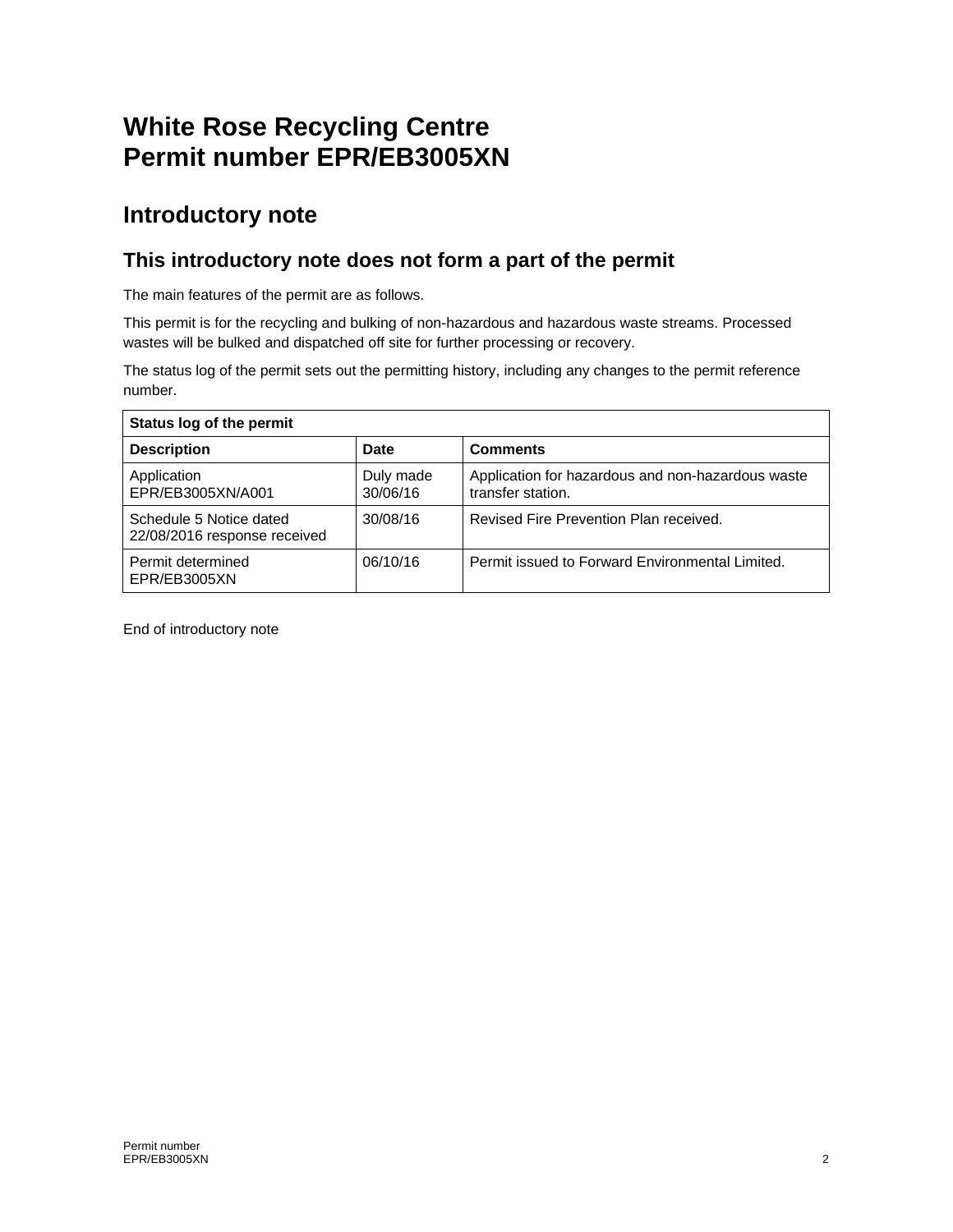# White Rose Recycling Centre
# Permit number EPR/EB3005XN

## Introductory note

### This introductory note does not form a part of the permit

The main features of the permit are as follows.

This permit is for the recycling and bulking of non-hazardous and hazardous waste streams. Processed wastes will be bulked and dispatched off site for further processing or recovery.

The status log of the permit sets out the permitting history, including any changes to the permit reference number.

| **Status log of the permit** | | |
|---|---|---|
| **Description** | **Date** | **Comments** |
| Application EPR/EB3005XN/A001 | Duly made 30/06/16 | Application for hazardous and non-hazardous waste transfer station. |
| Schedule 5 Notice dated 22/08/2016 response received | 30/08/16 | Revised Fire Prevention Plan received. |
| Permit determined EPR/EB3005XN | 06/10/16 | Permit issued to Forward Environmental Limited. |

End of introductory note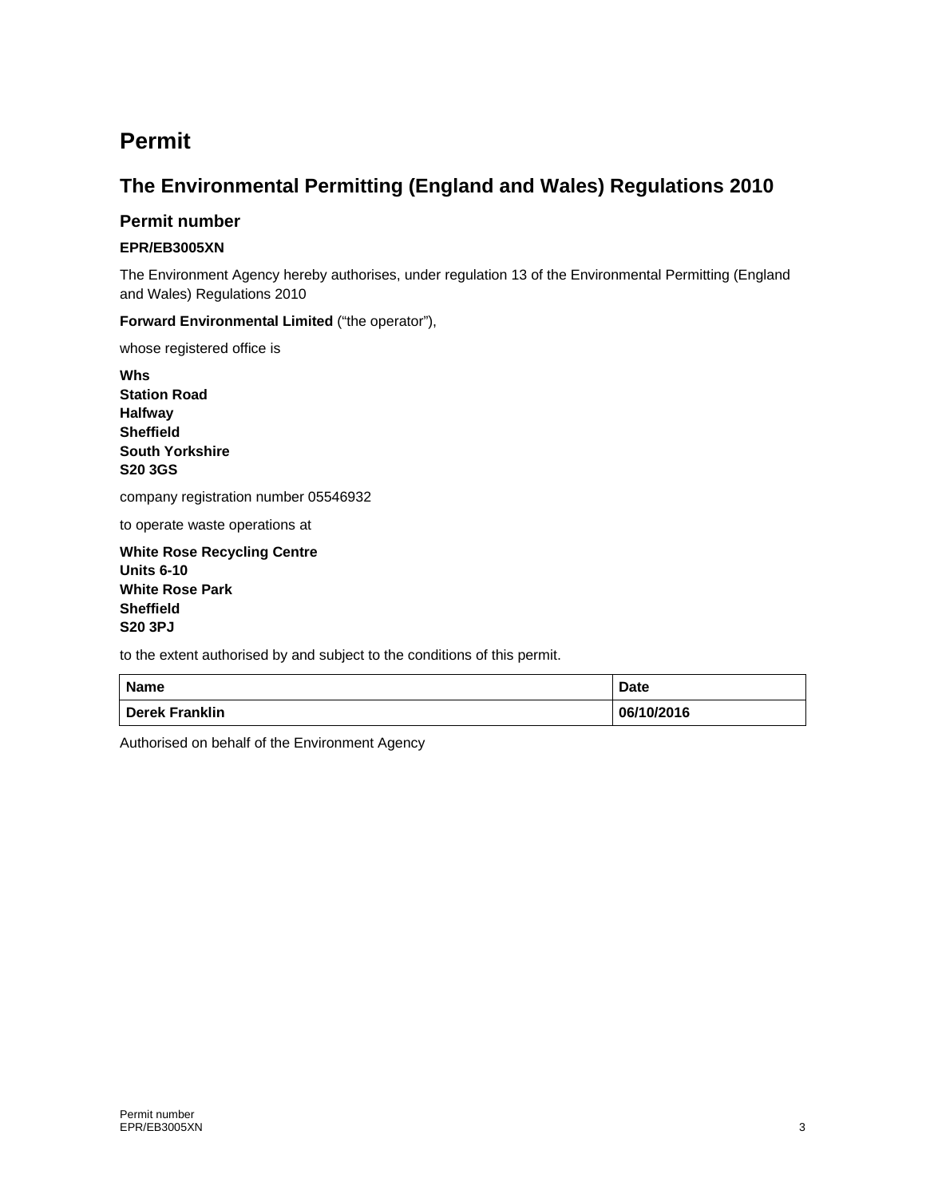# Permit

## The Environmental Permitting (England and Wales) Regulations 2010

### Permit number

**EPR/EB3005XN**

The Environment Agency hereby authorises, under regulation 13 of the Environmental Permitting (England and Wales) Regulations 2010

**Forward Environmental Limited** ("the operator"),

whose registered office is

**Whs**
**Station Road**
**Halfway**
**Sheffield**
**South Yorkshire**
**S20 3GS**

company registration number 05546932

to operate waste operations at

**White Rose Recycling Centre**
**Units 6-10**
**White Rose Park**
**Sheffield**
**S20 3PJ**

to the extent authorised by and subject to the conditions of this permit.

| Name | Date |
| --- | --- |
| **Derek Franklin** | **06/10/2016** |

Authorised on behalf of the Environment Agency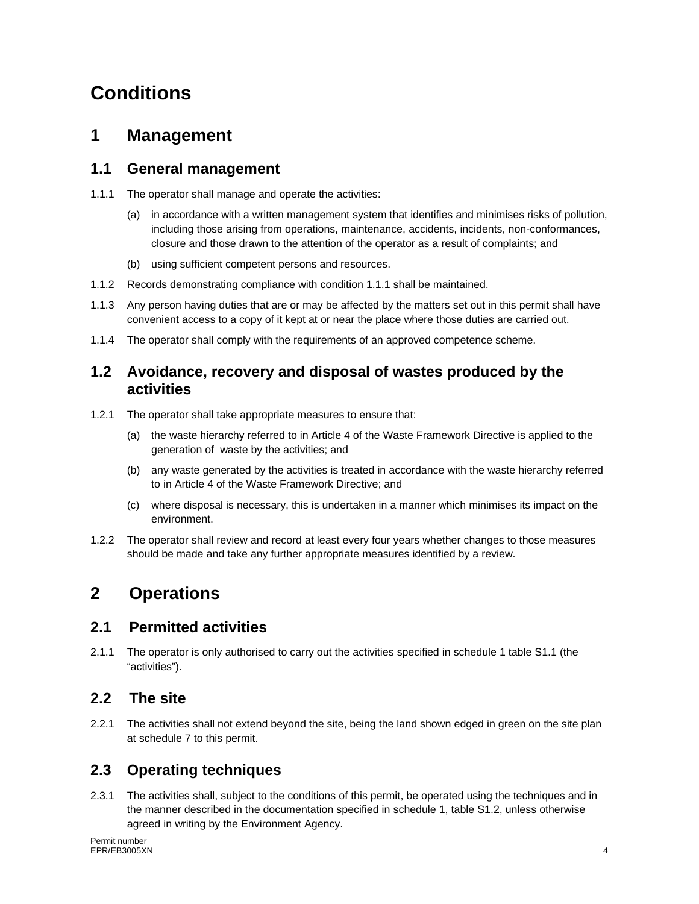# Conditions

## 1 Management

### 1.1 General management

1.1.1 The operator shall manage and operate the activities:

(a) in accordance with a written management system that identifies and minimises risks of pollution, including those arising from operations, maintenance, accidents, incidents, non-conformances, closure and those drawn to the attention of the operator as a result of complaints; and

(b) using sufficient competent persons and resources.

1.1.2 Records demonstrating compliance with condition 1.1.1 shall be maintained.

1.1.3 Any person having duties that are or may be affected by the matters set out in this permit shall have convenient access to a copy of it kept at or near the place where those duties are carried out.

1.1.4 The operator shall comply with the requirements of an approved competence scheme.

### 1.2 Avoidance, recovery and disposal of wastes produced by the activities

1.2.1 The operator shall take appropriate measures to ensure that:

(a) the waste hierarchy referred to in Article 4 of the Waste Framework Directive is applied to the generation of waste by the activities; and

(b) any waste generated by the activities is treated in accordance with the waste hierarchy referred to in Article 4 of the Waste Framework Directive; and

(c) where disposal is necessary, this is undertaken in a manner which minimises its impact on the environment.

1.2.2 The operator shall review and record at least every four years whether changes to those measures should be made and take any further appropriate measures identified by a review.

## 2 Operations

### 2.1 Permitted activities

2.1.1 The operator is only authorised to carry out the activities specified in schedule 1 table S1.1 (the "activities").

### 2.2 The site

2.2.1 The activities shall not extend beyond the site, being the land shown edged in green on the site plan at schedule 7 to this permit.

### 2.3 Operating techniques

2.3.1 The activities shall, subject to the conditions of this permit, be operated using the techniques and in the manner described in the documentation specified in schedule 1, table S1.2, unless otherwise agreed in writing by the Environment Agency.

Permit number
EPR/EB3005XN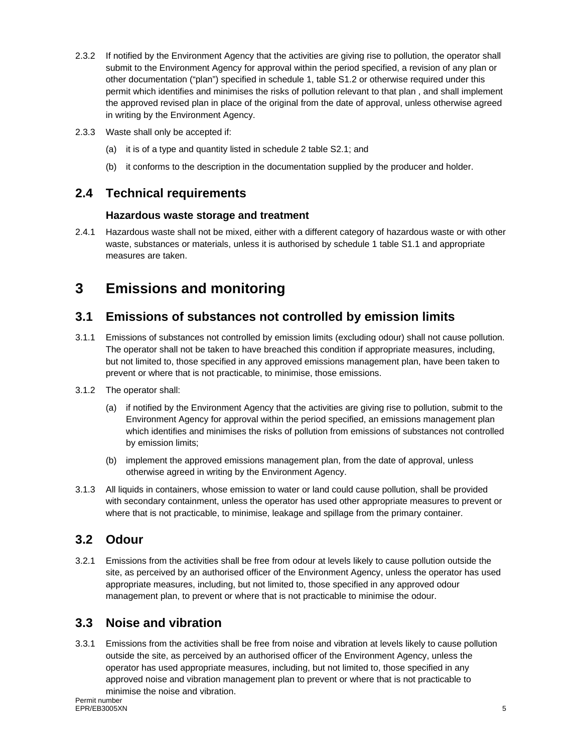2.3.2 If notified by the Environment Agency that the activities are giving rise to pollution, the operator shall submit to the Environment Agency for approval within the period specified, a revision of any plan or other documentation ("plan") specified in schedule 1, table S1.2 or otherwise required under this permit which identifies and minimises the risks of pollution relevant to that plan , and shall implement the approved revised plan in place of the original from the date of approval, unless otherwise agreed in writing by the Environment Agency.

2.3.3 Waste shall only be accepted if:

(a) it is of a type and quantity listed in schedule 2 table S2.1; and

(b) it conforms to the description in the documentation supplied by the producer and holder.

## 2.4 Technical requirements

### Hazardous waste storage and treatment

2.4.1 Hazardous waste shall not be mixed, either with a different category of hazardous waste or with other waste, substances or materials, unless it is authorised by schedule 1 table S1.1 and appropriate measures are taken.

# 3 Emissions and monitoring

## 3.1 Emissions of substances not controlled by emission limits

3.1.1 Emissions of substances not controlled by emission limits (excluding odour) shall not cause pollution. The operator shall not be taken to have breached this condition if appropriate measures, including, but not limited to, those specified in any approved emissions management plan, have been taken to prevent or where that is not practicable, to minimise, those emissions.

3.1.2 The operator shall:

(a) if notified by the Environment Agency that the activities are giving rise to pollution, submit to the Environment Agency for approval within the period specified, an emissions management plan which identifies and minimises the risks of pollution from emissions of substances not controlled by emission limits;

(b) implement the approved emissions management plan, from the date of approval, unless otherwise agreed in writing by the Environment Agency.

3.1.3 All liquids in containers, whose emission to water or land could cause pollution, shall be provided with secondary containment, unless the operator has used other appropriate measures to prevent or where that is not practicable, to minimise, leakage and spillage from the primary container.

## 3.2 Odour

3.2.1 Emissions from the activities shall be free from odour at levels likely to cause pollution outside the site, as perceived by an authorised officer of the Environment Agency, unless the operator has used appropriate measures, including, but not limited to, those specified in any approved odour management plan, to prevent or where that is not practicable to minimise the odour.

## 3.3 Noise and vibration

3.3.1 Emissions from the activities shall be free from noise and vibration at levels likely to cause pollution outside the site, as perceived by an authorised officer of the Environment Agency, unless the operator has used appropriate measures, including, but not limited to, those specified in any approved noise and vibration management plan to prevent or where that is not practicable to minimise the noise and vibration.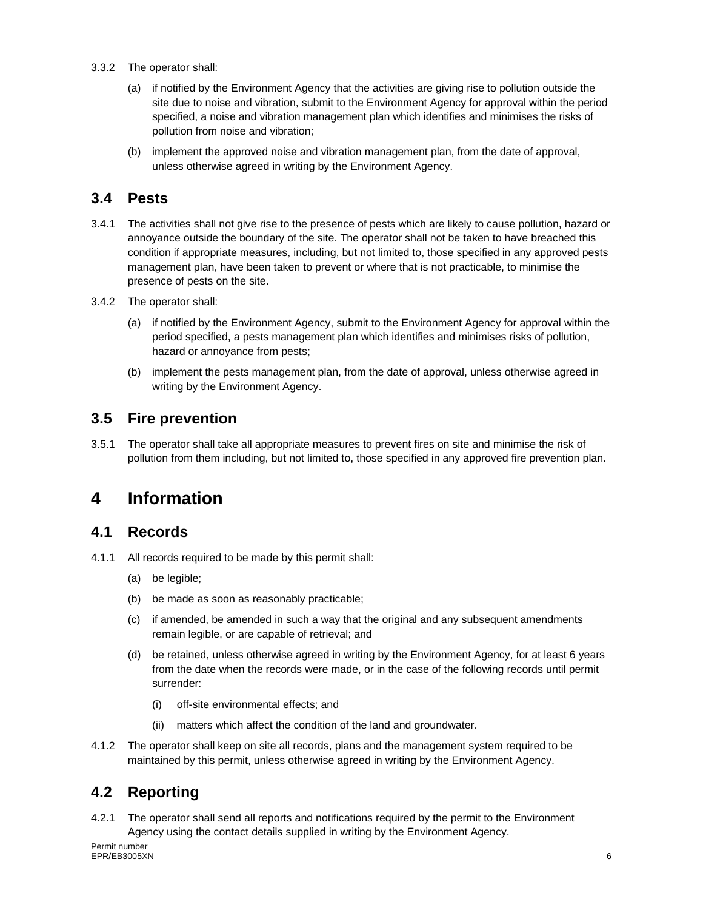3.3.2 The operator shall:

(a) if notified by the Environment Agency that the activities are giving rise to pollution outside the site due to noise and vibration, submit to the Environment Agency for approval within the period specified, a noise and vibration management plan which identifies and minimises the risks of pollution from noise and vibration;

(b) implement the approved noise and vibration management plan, from the date of approval, unless otherwise agreed in writing by the Environment Agency.

## 3.4 Pests

3.4.1 The activities shall not give rise to the presence of pests which are likely to cause pollution, hazard or annoyance outside the boundary of the site. The operator shall not be taken to have breached this condition if appropriate measures, including, but not limited to, those specified in any approved pests management plan, have been taken to prevent or where that is not practicable, to minimise the presence of pests on the site.

3.4.2 The operator shall:

(a) if notified by the Environment Agency, submit to the Environment Agency for approval within the period specified, a pests management plan which identifies and minimises risks of pollution, hazard or annoyance from pests;

(b) implement the pests management plan, from the date of approval, unless otherwise agreed in writing by the Environment Agency.

## 3.5 Fire prevention

3.5.1 The operator shall take all appropriate measures to prevent fires on site and minimise the risk of pollution from them including, but not limited to, those specified in any approved fire prevention plan.

# 4 Information

## 4.1 Records

4.1.1 All records required to be made by this permit shall:

(a) be legible;

(b) be made as soon as reasonably practicable;

(c) if amended, be amended in such a way that the original and any subsequent amendments remain legible, or are capable of retrieval; and

(d) be retained, unless otherwise agreed in writing by the Environment Agency, for at least 6 years from the date when the records were made, or in the case of the following records until permit surrender:

(i) off-site environmental effects; and

(ii) matters which affect the condition of the land and groundwater.

4.1.2 The operator shall keep on site all records, plans and the management system required to be maintained by this permit, unless otherwise agreed in writing by the Environment Agency.

## 4.2 Reporting

4.2.1 The operator shall send all reports and notifications required by the permit to the Environment Agency using the contact details supplied in writing by the Environment Agency.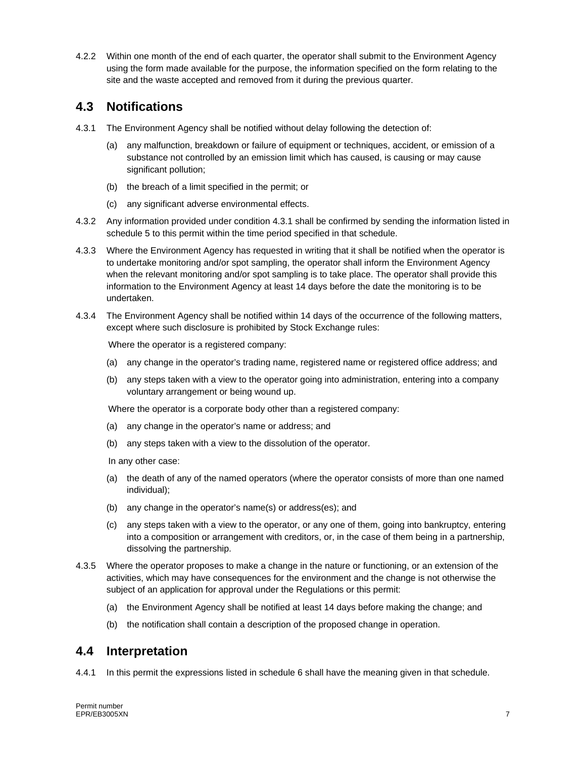4.2.2 Within one month of the end of each quarter, the operator shall submit to the Environment Agency using the form made available for the purpose, the information specified on the form relating to the site and the waste accepted and removed from it during the previous quarter.

## 4.3 Notifications

4.3.1 The Environment Agency shall be notified without delay following the detection of:

- (a) any malfunction, breakdown or failure of equipment or techniques, accident, or emission of a substance not controlled by an emission limit which has caused, is causing or may cause significant pollution;
- (b) the breach of a limit specified in the permit; or
- (c) any significant adverse environmental effects.

4.3.2 Any information provided under condition 4.3.1 shall be confirmed by sending the information listed in schedule 5 to this permit within the time period specified in that schedule.

4.3.3 Where the Environment Agency has requested in writing that it shall be notified when the operator is to undertake monitoring and/or spot sampling, the operator shall inform the Environment Agency when the relevant monitoring and/or spot sampling is to take place. The operator shall provide this information to the Environment Agency at least 14 days before the date the monitoring is to be undertaken.

4.3.4 The Environment Agency shall be notified within 14 days of the occurrence of the following matters, except where such disclosure is prohibited by Stock Exchange rules:

Where the operator is a registered company:

- (a) any change in the operator's trading name, registered name or registered office address; and
- (b) any steps taken with a view to the operator going into administration, entering into a company voluntary arrangement or being wound up.

Where the operator is a corporate body other than a registered company:

- (a) any change in the operator's name or address; and
- (b) any steps taken with a view to the dissolution of the operator.

In any other case:

- (a) the death of any of the named operators (where the operator consists of more than one named individual);
- (b) any change in the operator's name(s) or address(es); and
- (c) any steps taken with a view to the operator, or any one of them, going into bankruptcy, entering into a composition or arrangement with creditors, or, in the case of them being in a partnership, dissolving the partnership.

4.3.5 Where the operator proposes to make a change in the nature or functioning, or an extension of the activities, which may have consequences for the environment and the change is not otherwise the subject of an application for approval under the Regulations or this permit:

- (a) the Environment Agency shall be notified at least 14 days before making the change; and
- (b) the notification shall contain a description of the proposed change in operation.

## 4.4 Interpretation

4.4.1 In this permit the expressions listed in schedule 6 shall have the meaning given in that schedule.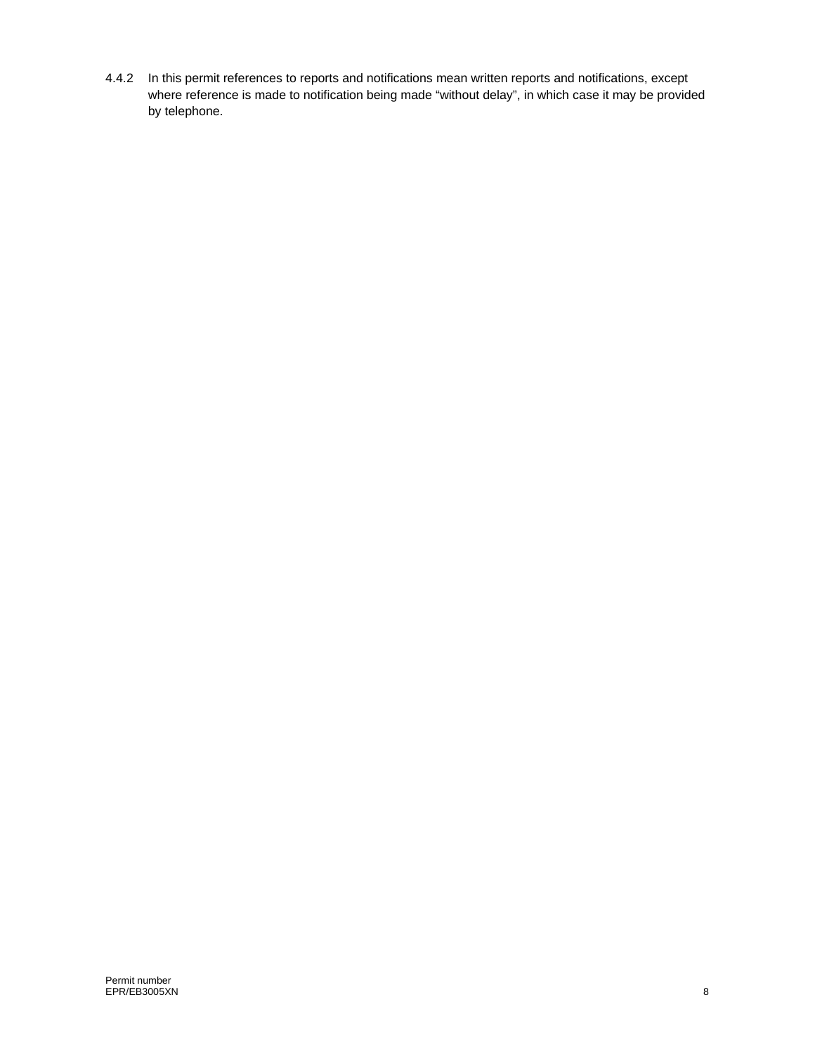4.4.2 In this permit references to reports and notifications mean written reports and notifications, except where reference is made to notification being made “without delay”, in which case it may be provided by telephone.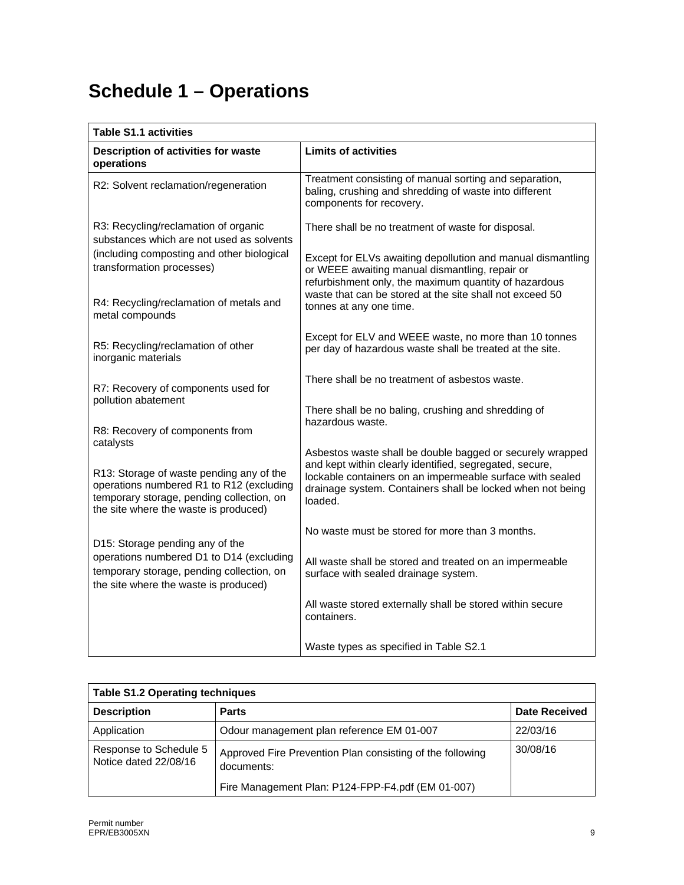# Schedule 1 – Operations

| Table S1.1 activities | |
|---|---|
| **Description of activities for waste operations** | **Limits of activities** |
| R2: Solvent reclamation/regeneration<br><br>R3: Recycling/reclamation of organic substances which are not used as solvents (including composting and other biological transformation processes)<br><br>R4: Recycling/reclamation of metals and metal compounds<br><br>R5: Recycling/reclamation of other inorganic materials<br><br>R7: Recovery of components used for pollution abatement<br><br>R8: Recovery of components from catalysts<br><br>R13: Storage of waste pending any of the operations numbered R1 to R12 (excluding temporary storage, pending collection, on the site where the waste is produced)<br><br>D15: Storage pending any of the operations numbered D1 to D14 (excluding temporary storage, pending collection, on the site where the waste is produced) | Treatment consisting of manual sorting and separation, baling, crushing and shredding of waste into different components for recovery.<br><br>There shall be no treatment of waste for disposal.<br><br>Except for ELVs awaiting depollution and manual dismantling or WEEE awaiting manual dismantling, repair or refurbishment only, the maximum quantity of hazardous waste that can be stored at the site shall not exceed 50 tonnes at any one time.<br><br>Except for ELV and WEEE waste, no more than 10 tonnes per day of hazardous waste shall be treated at the site.<br><br>There shall be no treatment of asbestos waste.<br><br>There shall be no baling, crushing and shredding of hazardous waste.<br><br>Asbestos waste shall be double bagged or securely wrapped and kept within clearly identified, segregated, secure, lockable containers on an impermeable surface with sealed drainage system. Containers shall be locked when not being loaded.<br><br>No waste must be stored for more than 3 months.<br><br>All waste shall be stored and treated on an impermeable surface with sealed drainage system.<br><br>All waste stored externally shall be stored within secure containers.<br><br>Waste types as specified in Table S2.1 |

| Table S1.2 Operating techniques | | |
|---|---|---|
| **Description** | **Parts** | **Date Received** |
| Application | Odour management plan reference EM 01-007 | 22/03/16 |
| Response to Schedule 5 Notice dated 22/08/16 | Approved Fire Prevention Plan consisting of the following documents:<br><br>Fire Management Plan: P124-FPP-F4.pdf (EM 01-007) | 30/08/16 |

Permit number
EPR/EB3005XN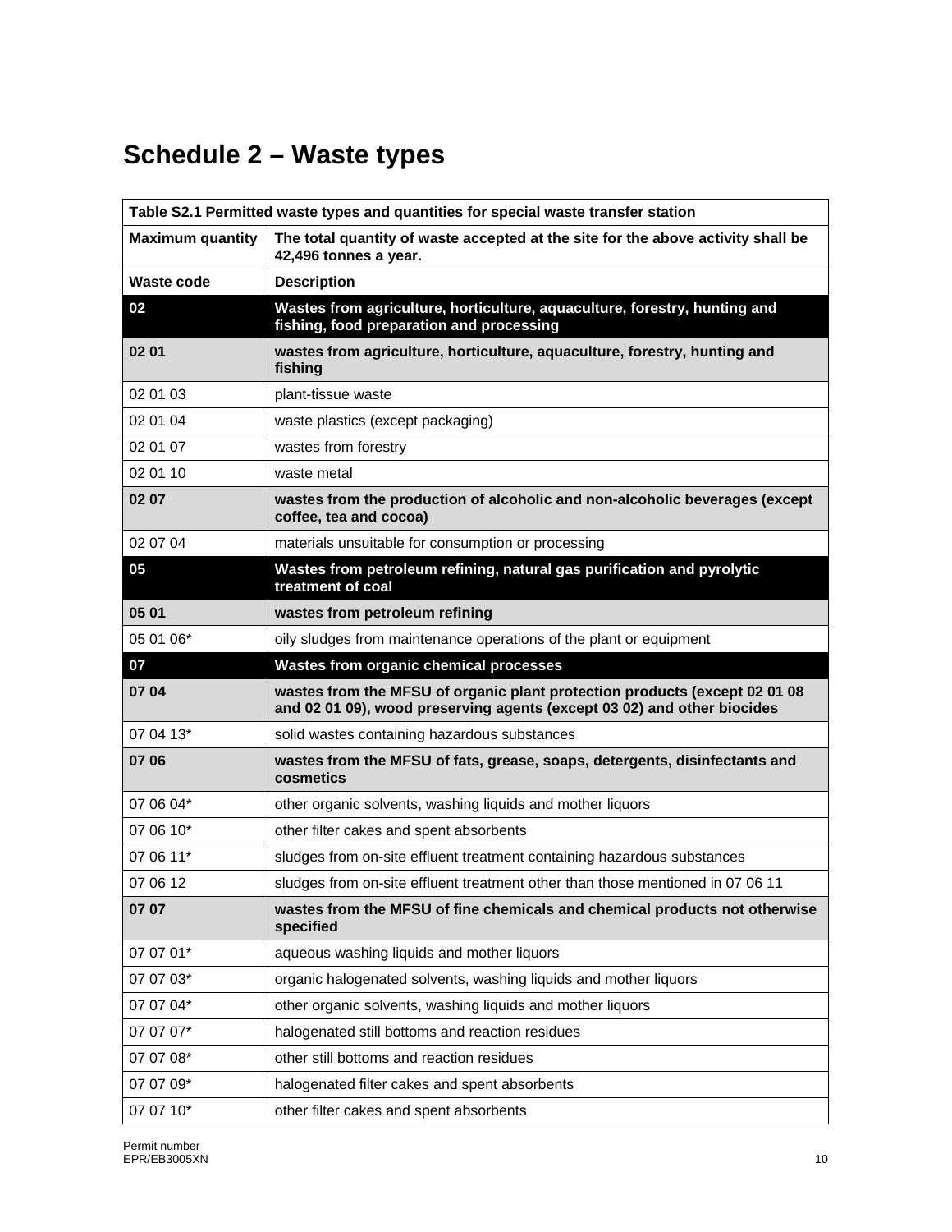# Schedule 2 – Waste types

| Table S2.1 Permitted waste types and quantities for special waste transfer station | |
|---|---|
| **Maximum quantity** | **The total quantity of waste accepted at the site for the above activity shall be 42,496 tonnes a year.** |
| **Waste code** | **Description** |
| **02** | **Wastes from agriculture, horticulture, aquaculture, forestry, hunting and fishing, food preparation and processing** |
| **02 01** | **wastes from agriculture, horticulture, aquaculture, forestry, hunting and fishing** |
| 02 01 03 | plant-tissue waste |
| 02 01 04 | waste plastics (except packaging) |
| 02 01 07 | wastes from forestry |
| 02 01 10 | waste metal |
| **02 07** | **wastes from the production of alcoholic and non-alcoholic beverages (except coffee, tea and cocoa)** |
| 02 07 04 | materials unsuitable for consumption or processing |
| **05** | **Wastes from petroleum refining, natural gas purification and pyrolytic treatment of coal** |
| **05 01** | **wastes from petroleum refining** |
| 05 01 06* | oily sludges from maintenance operations of the plant or equipment |
| **07** | **Wastes from organic chemical processes** |
| **07 04** | **wastes from the MFSU of organic plant protection products (except 02 01 08 and 02 01 09), wood preserving agents (except 03 02) and other biocides** |
| 07 04 13* | solid wastes containing hazardous substances |
| **07 06** | **wastes from the MFSU of fats, grease, soaps, detergents, disinfectants and cosmetics** |
| 07 06 04* | other organic solvents, washing liquids and mother liquors |
| 07 06 10* | other filter cakes and spent absorbents |
| 07 06 11* | sludges from on-site effluent treatment containing hazardous substances |
| 07 06 12 | sludges from on-site effluent treatment other than those mentioned in 07 06 11 |
| **07 07** | **wastes from the MFSU of fine chemicals and chemical products not otherwise specified** |
| 07 07 01* | aqueous washing liquids and mother liquors |
| 07 07 03* | organic halogenated solvents, washing liquids and mother liquors |
| 07 07 04* | other organic solvents, washing liquids and mother liquors |
| 07 07 07* | halogenated still bottoms and reaction residues |
| 07 07 08* | other still bottoms and reaction residues |
| 07 07 09* | halogenated filter cakes and spent absorbents |
| 07 07 10* | other filter cakes and spent absorbents |

Permit number
EPR/EB3005XN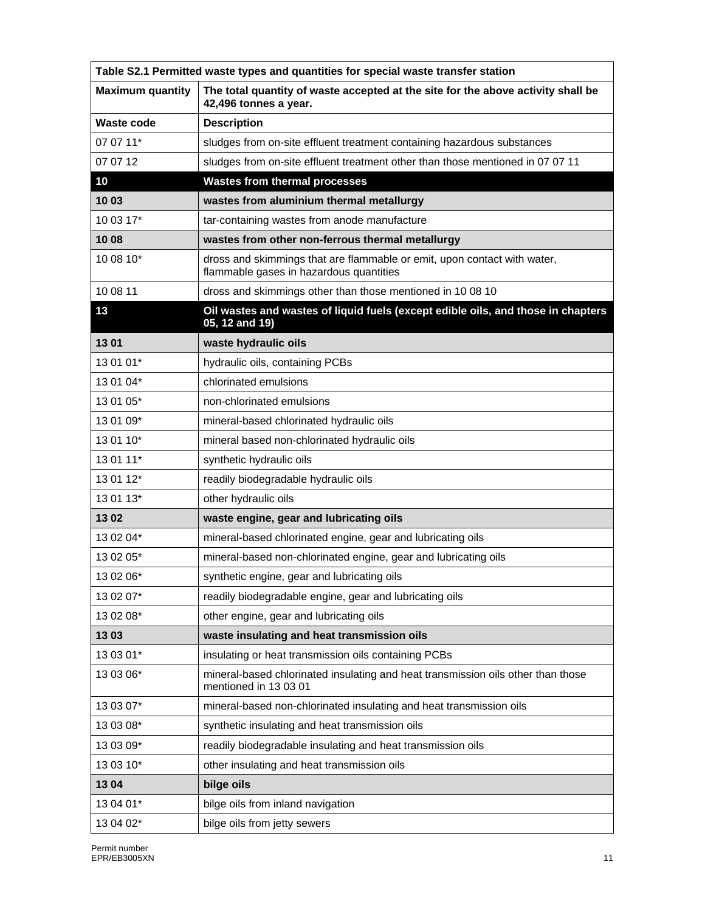| Table S2.1 Permitted waste types and quantities for special waste transfer station | |
|---|---|
| **Maximum quantity** | **The total quantity of waste accepted at the site for the above activity shall be 42,496 tonnes a year.** |
| **Waste code** | **Description** |
| 07 07 11* | sludges from on-site effluent treatment containing hazardous substances |
| 07 07 12 | sludges from on-site effluent treatment other than those mentioned in 07 07 11 |
| **10** | **Wastes from thermal processes** |
| **10 03** | **wastes from aluminium thermal metallurgy** |
| 10 03 17* | tar-containing wastes from anode manufacture |
| **10 08** | **wastes from other non-ferrous thermal metallurgy** |
| 10 08 10* | dross and skimmings that are flammable or emit, upon contact with water, flammable gases in hazardous quantities |
| 10 08 11 | dross and skimmings other than those mentioned in 10 08 10 |
| **13** | **Oil wastes and wastes of liquid fuels (except edible oils, and those in chapters 05, 12 and 19)** |
| **13 01** | **waste hydraulic oils** |
| 13 01 01* | hydraulic oils, containing PCBs |
| 13 01 04* | chlorinated emulsions |
| 13 01 05* | non-chlorinated emulsions |
| 13 01 09* | mineral-based chlorinated hydraulic oils |
| 13 01 10* | mineral based non-chlorinated hydraulic oils |
| 13 01 11* | synthetic hydraulic oils |
| 13 01 12* | readily biodegradable hydraulic oils |
| 13 01 13* | other hydraulic oils |
| **13 02** | **waste engine, gear and lubricating oils** |
| 13 02 04* | mineral-based chlorinated engine, gear and lubricating oils |
| 13 02 05* | mineral-based non-chlorinated engine, gear and lubricating oils |
| 13 02 06* | synthetic engine, gear and lubricating oils |
| 13 02 07* | readily biodegradable engine, gear and lubricating oils |
| 13 02 08* | other engine, gear and lubricating oils |
| **13 03** | **waste insulating and heat transmission oils** |
| 13 03 01* | insulating or heat transmission oils containing PCBs |
| 13 03 06* | mineral-based chlorinated insulating and heat transmission oils other than those mentioned in 13 03 01 |
| 13 03 07* | mineral-based non-chlorinated insulating and heat transmission oils |
| 13 03 08* | synthetic insulating and heat transmission oils |
| 13 03 09* | readily biodegradable insulating and heat transmission oils |
| 13 03 10* | other insulating and heat transmission oils |
| **13 04** | **bilge oils** |
| 13 04 01* | bilge oils from inland navigation |
| 13 04 02* | bilge oils from jetty sewers |

Permit number
EPR/EB3005XN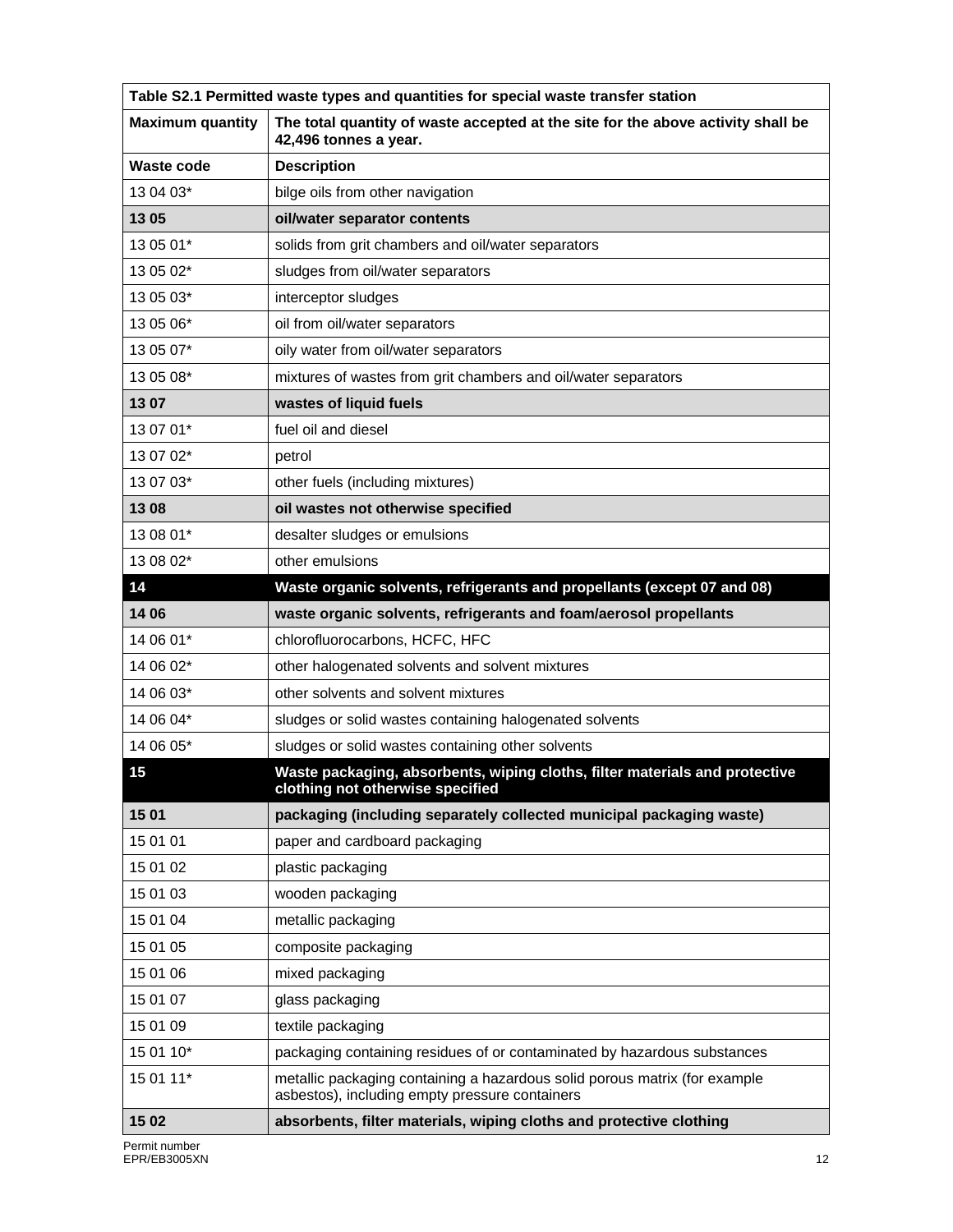| Table S2.1 Permitted waste types and quantities for special waste transfer station | |
| --- | --- |
| **Maximum quantity** | **The total quantity of waste accepted at the site for the above activity shall be 42,496 tonnes a year.** |
| **Waste code** | **Description** |
| 13 04 03* | bilge oils from other navigation |
| **13 05** | **oil/water separator contents** |
| 13 05 01* | solids from grit chambers and oil/water separators |
| 13 05 02* | sludges from oil/water separators |
| 13 05 03* | interceptor sludges |
| 13 05 06* | oil from oil/water separators |
| 13 05 07* | oily water from oil/water separators |
| 13 05 08* | mixtures of wastes from grit chambers and oil/water separators |
| **13 07** | **wastes of liquid fuels** |
| 13 07 01* | fuel oil and diesel |
| 13 07 02* | petrol |
| 13 07 03* | other fuels (including mixtures) |
| **13 08** | **oil wastes not otherwise specified** |
| 13 08 01* | desalter sludges or emulsions |
| 13 08 02* | other emulsions |
| **14** | **Waste organic solvents, refrigerants and propellants (except 07 and 08)** |
| **14 06** | **waste organic solvents, refrigerants and foam/aerosol propellants** |
| 14 06 01* | chlorofluorocarbons, HCFC, HFC |
| 14 06 02* | other halogenated solvents and solvent mixtures |
| 14 06 03* | other solvents and solvent mixtures |
| 14 06 04* | sludges or solid wastes containing halogenated solvents |
| 14 06 05* | sludges or solid wastes containing other solvents |
| **15** | **Waste packaging, absorbents, wiping cloths, filter materials and protective clothing not otherwise specified** |
| **15 01** | **packaging (including separately collected municipal packaging waste)** |
| 15 01 01 | paper and cardboard packaging |
| 15 01 02 | plastic packaging |
| 15 01 03 | wooden packaging |
| 15 01 04 | metallic packaging |
| 15 01 05 | composite packaging |
| 15 01 06 | mixed packaging |
| 15 01 07 | glass packaging |
| 15 01 09 | textile packaging |
| 15 01 10* | packaging containing residues of or contaminated by hazardous substances |
| 15 01 11* | metallic packaging containing a hazardous solid porous matrix (for example asbestos), including empty pressure containers |
| **15 02** | **absorbents, filter materials, wiping cloths and protective clothing** |

Permit number
EPR/EB3005XN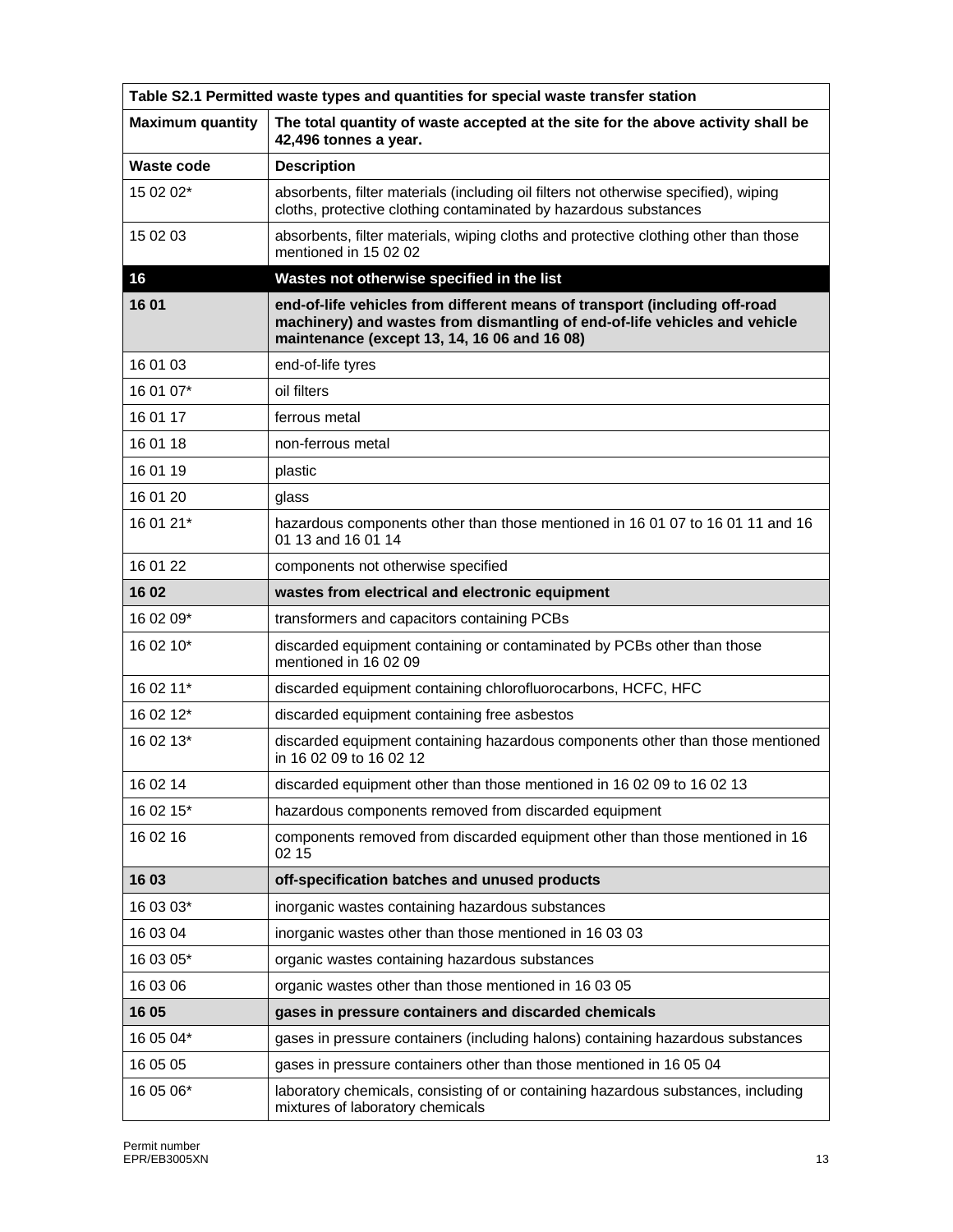| Table S2.1 Permitted waste types and quantities for special waste transfer station | |
|---|---|
| **Maximum quantity** | **The total quantity of waste accepted at the site for the above activity shall be 42,496 tonnes a year.** |
| **Waste code** | **Description** |
| 15 02 02* | absorbents, filter materials (including oil filters not otherwise specified), wiping cloths, protective clothing contaminated by hazardous substances |
| 15 02 03 | absorbents, filter materials, wiping cloths and protective clothing other than those mentioned in 15 02 02 |
| **16** | **Wastes not otherwise specified in the list** |
| **16 01** | **end-of-life vehicles from different means of transport (including off-road machinery) and wastes from dismantling of end-of-life vehicles and vehicle maintenance (except 13, 14, 16 06 and 16 08)** |
| 16 01 03 | end-of-life tyres |
| 16 01 07* | oil filters |
| 16 01 17 | ferrous metal |
| 16 01 18 | non-ferrous metal |
| 16 01 19 | plastic |
| 16 01 20 | glass |
| 16 01 21* | hazardous components other than those mentioned in 16 01 07 to 16 01 11 and 16 01 13 and 16 01 14 |
| 16 01 22 | components not otherwise specified |
| **16 02** | **wastes from electrical and electronic equipment** |
| 16 02 09* | transformers and capacitors containing PCBs |
| 16 02 10* | discarded equipment containing or contaminated by PCBs other than those mentioned in 16 02 09 |
| 16 02 11* | discarded equipment containing chlorofluorocarbons, HCFC, HFC |
| 16 02 12* | discarded equipment containing free asbestos |
| 16 02 13* | discarded equipment containing hazardous components other than those mentioned in 16 02 09 to 16 02 12 |
| 16 02 14 | discarded equipment other than those mentioned in 16 02 09 to 16 02 13 |
| 16 02 15* | hazardous components removed from discarded equipment |
| 16 02 16 | components removed from discarded equipment other than those mentioned in 16 02 15 |
| **16 03** | **off-specification batches and unused products** |
| 16 03 03* | inorganic wastes containing hazardous substances |
| 16 03 04 | inorganic wastes other than those mentioned in 16 03 03 |
| 16 03 05* | organic wastes containing hazardous substances |
| 16 03 06 | organic wastes other than those mentioned in 16 03 05 |
| **16 05** | **gases in pressure containers and discarded chemicals** |
| 16 05 04* | gases in pressure containers (including halons) containing hazardous substances |
| 16 05 05 | gases in pressure containers other than those mentioned in 16 05 04 |
| 16 05 06* | laboratory chemicals, consisting of or containing hazardous substances, including mixtures of laboratory chemicals |

Permit number
EPR/EB3005XN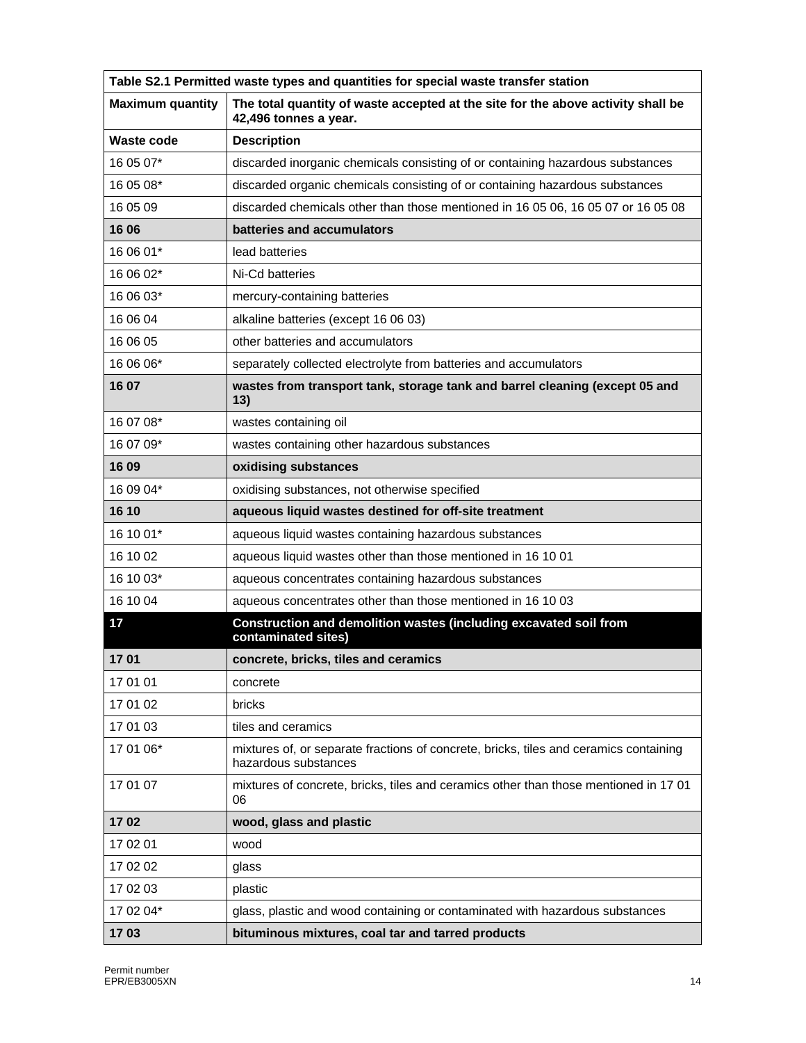| Table S2.1 Permitted waste types and quantities for special waste transfer station | |
|---|---|
| **Maximum quantity** | **The total quantity of waste accepted at the site for the above activity shall be 42,496 tonnes a year.** |
| **Waste code** | **Description** |
| 16 05 07* | discarded inorganic chemicals consisting of or containing hazardous substances |
| 16 05 08* | discarded organic chemicals consisting of or containing hazardous substances |
| 16 05 09 | discarded chemicals other than those mentioned in 16 05 06, 16 05 07 or 16 05 08 |
| **16 06** | **batteries and accumulators** |
| 16 06 01* | lead batteries |
| 16 06 02* | Ni-Cd batteries |
| 16 06 03* | mercury-containing batteries |
| 16 06 04 | alkaline batteries (except 16 06 03) |
| 16 06 05 | other batteries and accumulators |
| 16 06 06* | separately collected electrolyte from batteries and accumulators |
| **16 07** | **wastes from transport tank, storage tank and barrel cleaning (except 05 and 13)** |
| 16 07 08* | wastes containing oil |
| 16 07 09* | wastes containing other hazardous substances |
| **16 09** | **oxidising substances** |
| 16 09 04* | oxidising substances, not otherwise specified |
| **16 10** | **aqueous liquid wastes destined for off-site treatment** |
| 16 10 01* | aqueous liquid wastes containing hazardous substances |
| 16 10 02 | aqueous liquid wastes other than those mentioned in 16 10 01 |
| 16 10 03* | aqueous concentrates containing hazardous substances |
| 16 10 04 | aqueous concentrates other than those mentioned in 16 10 03 |
| **17** | **Construction and demolition wastes (including excavated soil from contaminated sites)** |
| **17 01** | **concrete, bricks, tiles and ceramics** |
| 17 01 01 | concrete |
| 17 01 02 | bricks |
| 17 01 03 | tiles and ceramics |
| 17 01 06* | mixtures of, or separate fractions of concrete, bricks, tiles and ceramics containing hazardous substances |
| 17 01 07 | mixtures of concrete, bricks, tiles and ceramics other than those mentioned in 17 01 06 |
| **17 02** | **wood, glass and plastic** |
| 17 02 01 | wood |
| 17 02 02 | glass |
| 17 02 03 | plastic |
| 17 02 04* | glass, plastic and wood containing or contaminated with hazardous substances |
| **17 03** | **bituminous mixtures, coal tar and tarred products** |

Permit number
EPR/EB3005XN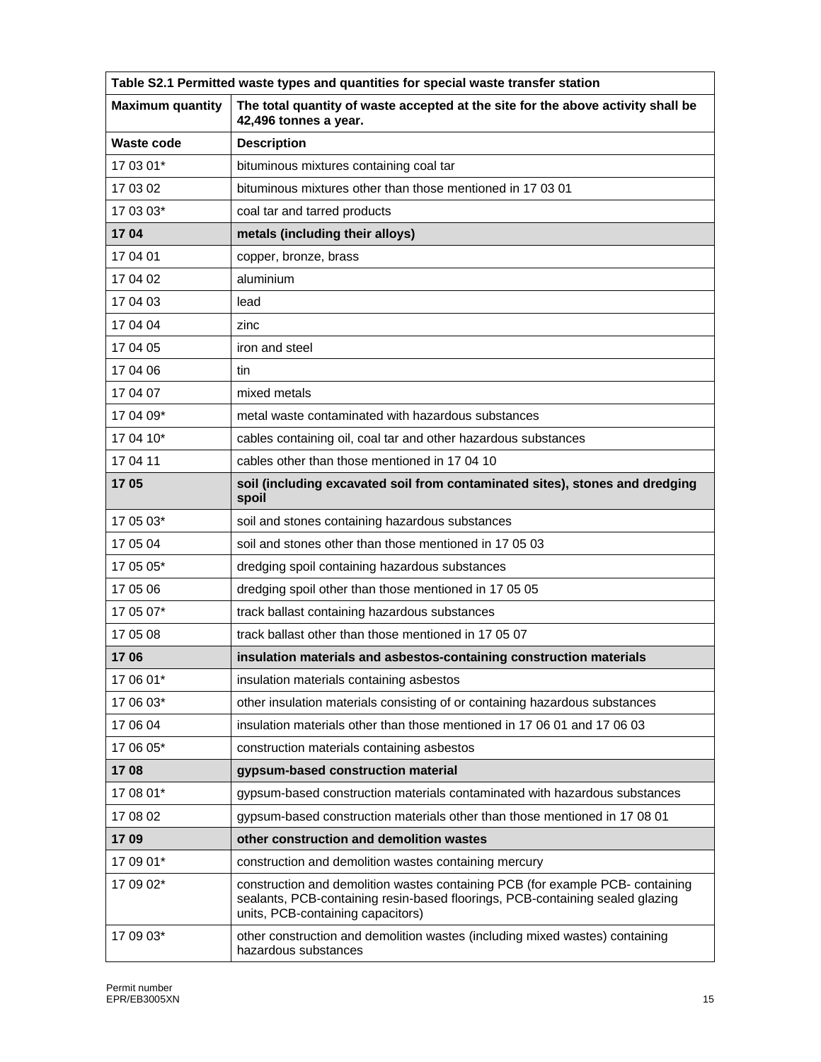| Table S2.1 Permitted waste types and quantities for special waste transfer station | |
|---|---|
| **Maximum quantity** | **The total quantity of waste accepted at the site for the above activity shall be 42,496 tonnes a year.** |
| **Waste code** | **Description** |
| 17 03 01* | bituminous mixtures containing coal tar |
| 17 03 02 | bituminous mixtures other than those mentioned in 17 03 01 |
| 17 03 03* | coal tar and tarred products |
| **17 04** | **metals (including their alloys)** |
| 17 04 01 | copper, bronze, brass |
| 17 04 02 | aluminium |
| 17 04 03 | lead |
| 17 04 04 | zinc |
| 17 04 05 | iron and steel |
| 17 04 06 | tin |
| 17 04 07 | mixed metals |
| 17 04 09* | metal waste contaminated with hazardous substances |
| 17 04 10* | cables containing oil, coal tar and other hazardous substances |
| 17 04 11 | cables other than those mentioned in 17 04 10 |
| **17 05** | **soil (including excavated soil from contaminated sites), stones and dredging spoil** |
| 17 05 03* | soil and stones containing hazardous substances |
| 17 05 04 | soil and stones other than those mentioned in 17 05 03 |
| 17 05 05* | dredging spoil containing hazardous substances |
| 17 05 06 | dredging spoil other than those mentioned in 17 05 05 |
| 17 05 07* | track ballast containing hazardous substances |
| 17 05 08 | track ballast other than those mentioned in 17 05 07 |
| **17 06** | **insulation materials and asbestos-containing construction materials** |
| 17 06 01* | insulation materials containing asbestos |
| 17 06 03* | other insulation materials consisting of or containing hazardous substances |
| 17 06 04 | insulation materials other than those mentioned in 17 06 01 and 17 06 03 |
| 17 06 05* | construction materials containing asbestos |
| **17 08** | **gypsum-based construction material** |
| 17 08 01* | gypsum-based construction materials contaminated with hazardous substances |
| 17 08 02 | gypsum-based construction materials other than those mentioned in 17 08 01 |
| **17 09** | **other construction and demolition wastes** |
| 17 09 01* | construction and demolition wastes containing mercury |
| 17 09 02* | construction and demolition wastes containing PCB (for example PCB- containing sealants, PCB-containing resin-based floorings, PCB-containing sealed glazing units, PCB-containing capacitors) |
| 17 09 03* | other construction and demolition wastes (including mixed wastes) containing hazardous substances |

Permit number
EPR/EB3005XN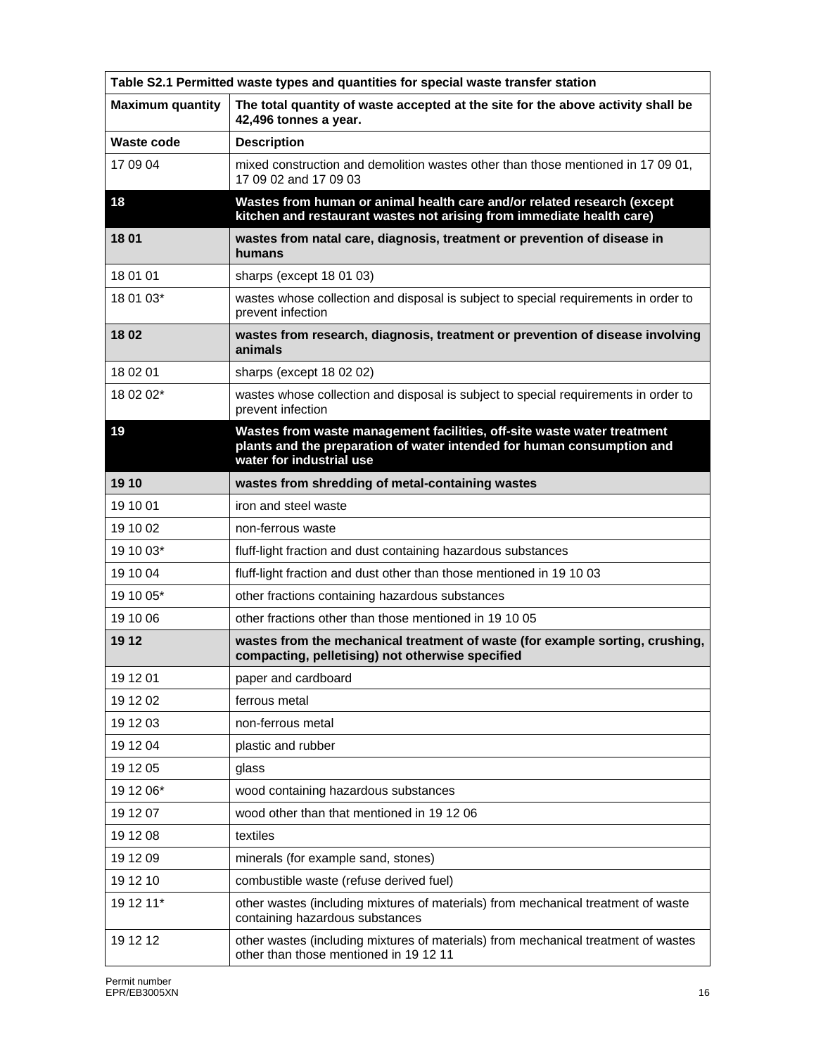| Table S2.1 Permitted waste types and quantities for special waste transfer station | |
|---|---|
| **Maximum quantity** | **The total quantity of waste accepted at the site for the above activity shall be 42,496 tonnes a year.** |
| **Waste code** | **Description** |
| 17 09 04 | mixed construction and demolition wastes other than those mentioned in 17 09 01, 17 09 02 and 17 09 03 |
| **18** | **Wastes from human or animal health care and/or related research (except kitchen and restaurant wastes not arising from immediate health care)** |
| **18 01** | **wastes from natal care, diagnosis, treatment or prevention of disease in humans** |
| 18 01 01 | sharps (except 18 01 03) |
| 18 01 03* | wastes whose collection and disposal is subject to special requirements in order to prevent infection |
| **18 02** | **wastes from research, diagnosis, treatment or prevention of disease involving animals** |
| 18 02 01 | sharps (except 18 02 02) |
| 18 02 02* | wastes whose collection and disposal is subject to special requirements in order to prevent infection |
| **19** | **Wastes from waste management facilities, off-site waste water treatment plants and the preparation of water intended for human consumption and water for industrial use** |
| **19 10** | **wastes from shredding of metal-containing wastes** |
| 19 10 01 | iron and steel waste |
| 19 10 02 | non-ferrous waste |
| 19 10 03* | fluff-light fraction and dust containing hazardous substances |
| 19 10 04 | fluff-light fraction and dust other than those mentioned in 19 10 03 |
| 19 10 05* | other fractions containing hazardous substances |
| 19 10 06 | other fractions other than those mentioned in 19 10 05 |
| **19 12** | **wastes from the mechanical treatment of waste (for example sorting, crushing, compacting, pelletising) not otherwise specified** |
| 19 12 01 | paper and cardboard |
| 19 12 02 | ferrous metal |
| 19 12 03 | non-ferrous metal |
| 19 12 04 | plastic and rubber |
| 19 12 05 | glass |
| 19 12 06* | wood containing hazardous substances |
| 19 12 07 | wood other than that mentioned in 19 12 06 |
| 19 12 08 | textiles |
| 19 12 09 | minerals (for example sand, stones) |
| 19 12 10 | combustible waste (refuse derived fuel) |
| 19 12 11* | other wastes (including mixtures of materials) from mechanical treatment of waste containing hazardous substances |
| 19 12 12 | other wastes (including mixtures of materials) from mechanical treatment of wastes other than those mentioned in 19 12 11 |

Permit number
EPR/EB3005XN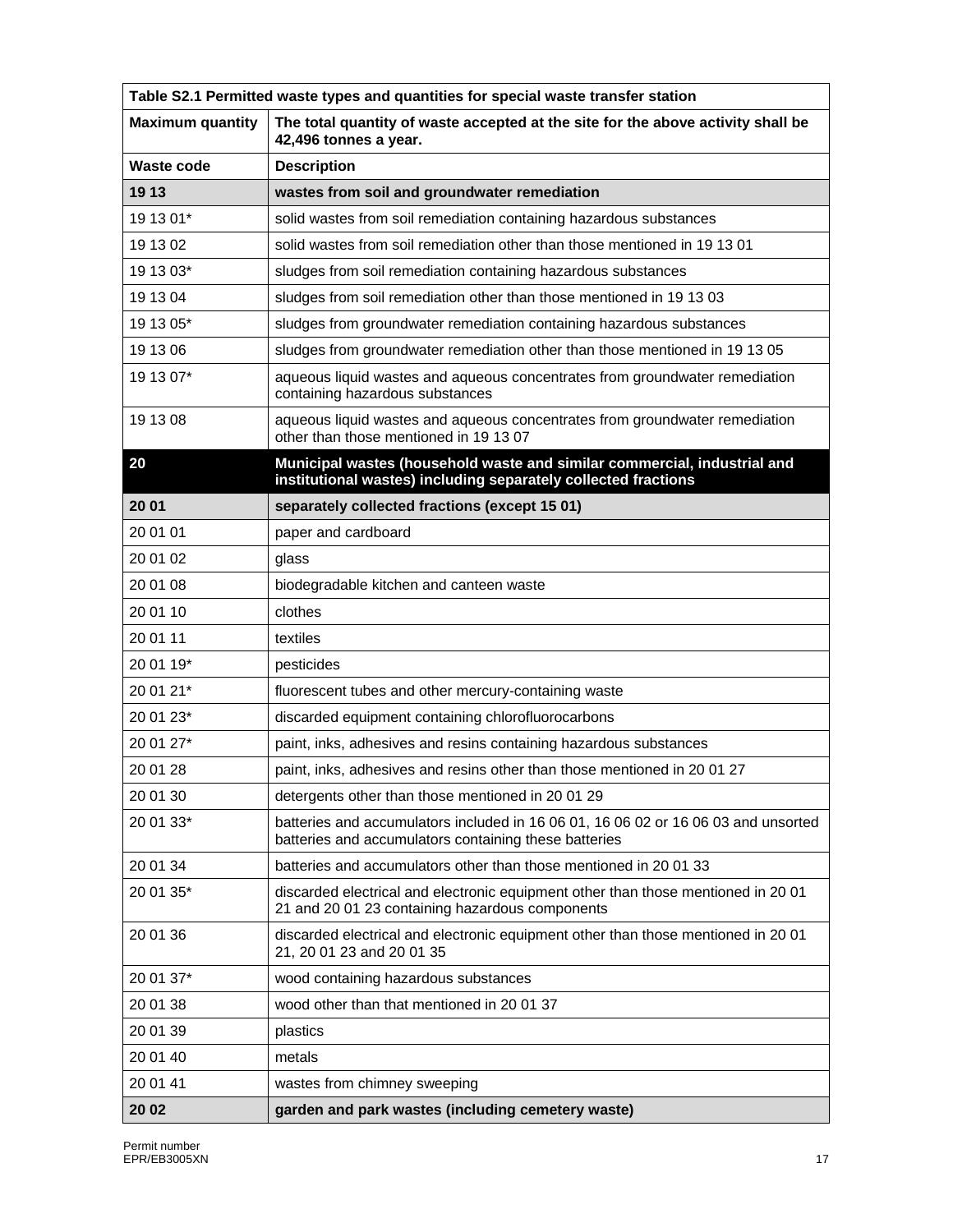| Table S2.1 Permitted waste types and quantities for special waste transfer station | |
|---|---|
| **Maximum quantity** | **The total quantity of waste accepted at the site for the above activity shall be 42,496 tonnes a year.** |
| **Waste code** | **Description** |
| **19 13** | **wastes from soil and groundwater remediation** |
| 19 13 01* | solid wastes from soil remediation containing hazardous substances |
| 19 13 02 | solid wastes from soil remediation other than those mentioned in 19 13 01 |
| 19 13 03* | sludges from soil remediation containing hazardous substances |
| 19 13 04 | sludges from soil remediation other than those mentioned in 19 13 03 |
| 19 13 05* | sludges from groundwater remediation containing hazardous substances |
| 19 13 06 | sludges from groundwater remediation other than those mentioned in 19 13 05 |
| 19 13 07* | aqueous liquid wastes and aqueous concentrates from groundwater remediation containing hazardous substances |
| 19 13 08 | aqueous liquid wastes and aqueous concentrates from groundwater remediation other than those mentioned in 19 13 07 |
| **20** | **Municipal wastes (household waste and similar commercial, industrial and institutional wastes) including separately collected fractions** |
| **20 01** | **separately collected fractions (except 15 01)** |
| 20 01 01 | paper and cardboard |
| 20 01 02 | glass |
| 20 01 08 | biodegradable kitchen and canteen waste |
| 20 01 10 | clothes |
| 20 01 11 | textiles |
| 20 01 19* | pesticides |
| 20 01 21* | fluorescent tubes and other mercury-containing waste |
| 20 01 23* | discarded equipment containing chlorofluorocarbons |
| 20 01 27* | paint, inks, adhesives and resins containing hazardous substances |
| 20 01 28 | paint, inks, adhesives and resins other than those mentioned in 20 01 27 |
| 20 01 30 | detergents other than those mentioned in 20 01 29 |
| 20 01 33* | batteries and accumulators included in 16 06 01, 16 06 02 or 16 06 03 and unsorted batteries and accumulators containing these batteries |
| 20 01 34 | batteries and accumulators other than those mentioned in 20 01 33 |
| 20 01 35* | discarded electrical and electronic equipment other than those mentioned in 20 01 21 and 20 01 23 containing hazardous components |
| 20 01 36 | discarded electrical and electronic equipment other than those mentioned in 20 01 21, 20 01 23 and 20 01 35 |
| 20 01 37* | wood containing hazardous substances |
| 20 01 38 | wood other than that mentioned in 20 01 37 |
| 20 01 39 | plastics |
| 20 01 40 | metals |
| 20 01 41 | wastes from chimney sweeping |
| **20 02** | **garden and park wastes (including cemetery waste)** |

Permit number
EPR/EB3005XN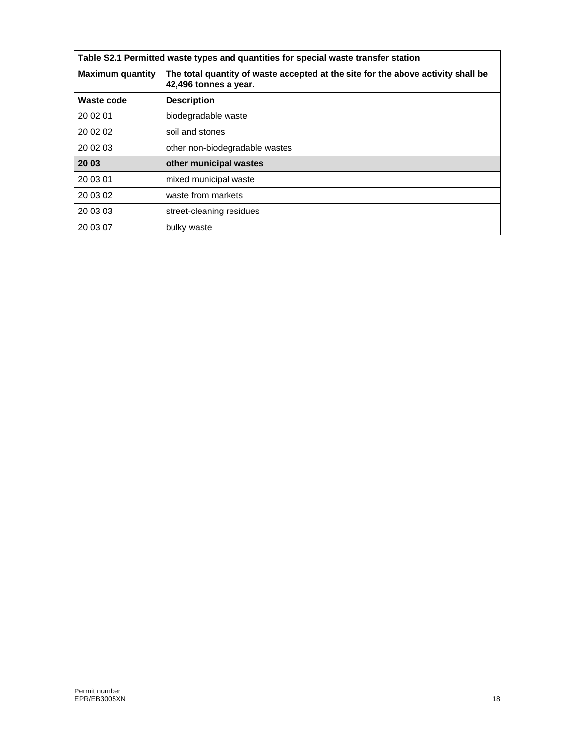| Table S2.1 Permitted waste types and quantities for special waste transfer station | |
|---|---|
| **Maximum quantity** | **The total quantity of waste accepted at the site for the above activity shall be 42,496 tonnes a year.** |
| **Waste code** | **Description** |
| 20 02 01 | biodegradable waste |
| 20 02 02 | soil and stones |
| 20 02 03 | other non-biodegradable wastes |
| **20 03** | **other municipal wastes** |
| 20 03 01 | mixed municipal waste |
| 20 03 02 | waste from markets |
| 20 03 03 | street-cleaning residues |
| 20 03 07 | bulky waste |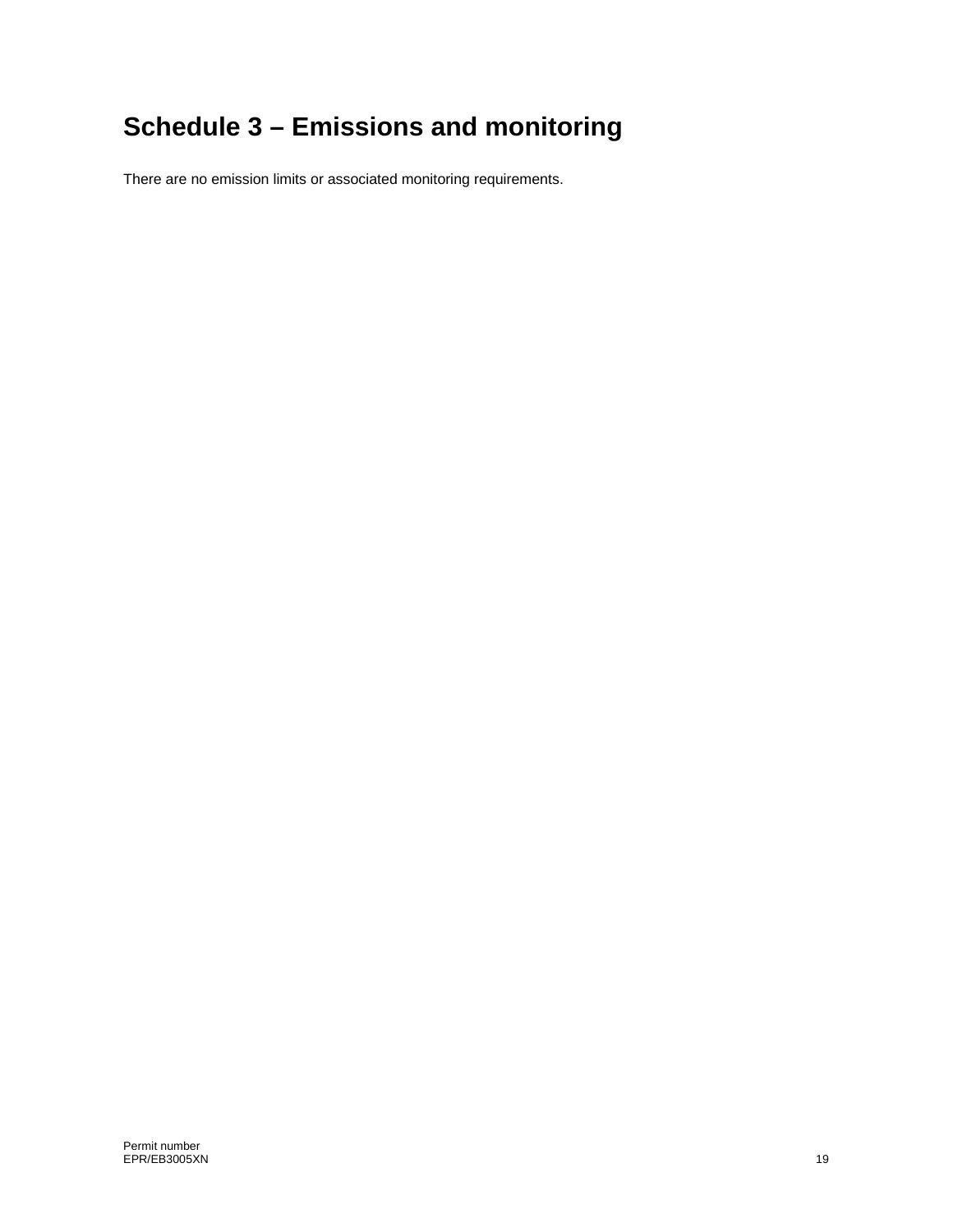# Schedule 3 – Emissions and monitoring

There are no emission limits or associated monitoring requirements.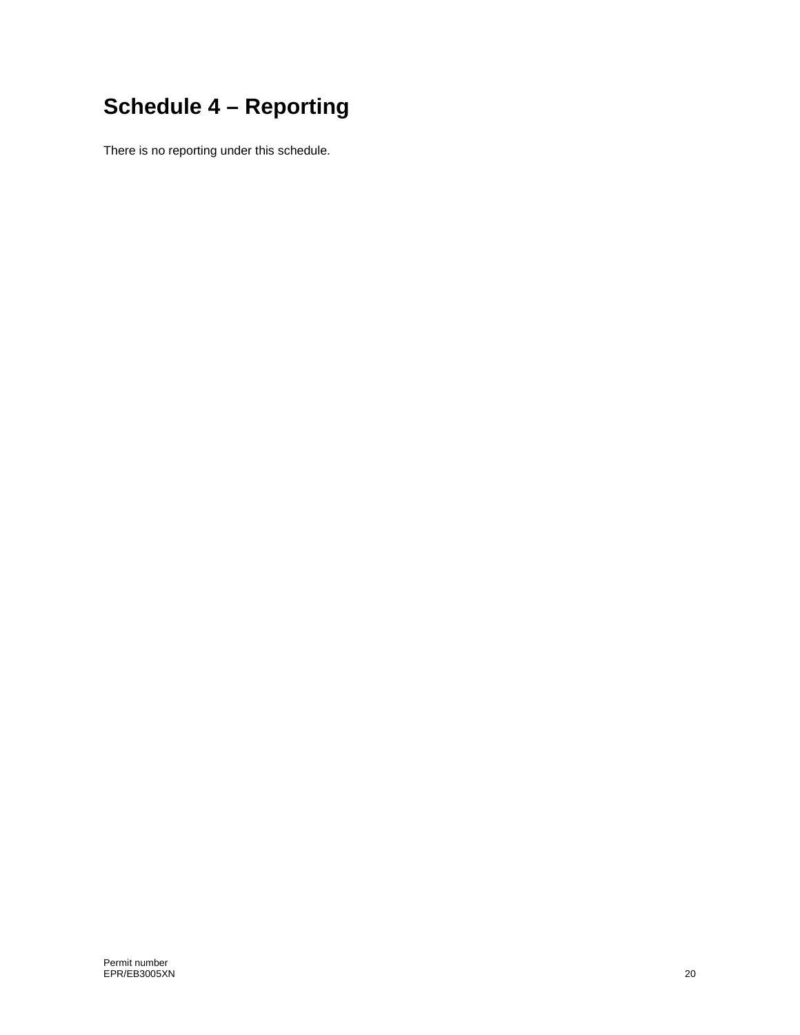# Schedule 4 – Reporting

There is no reporting under this schedule.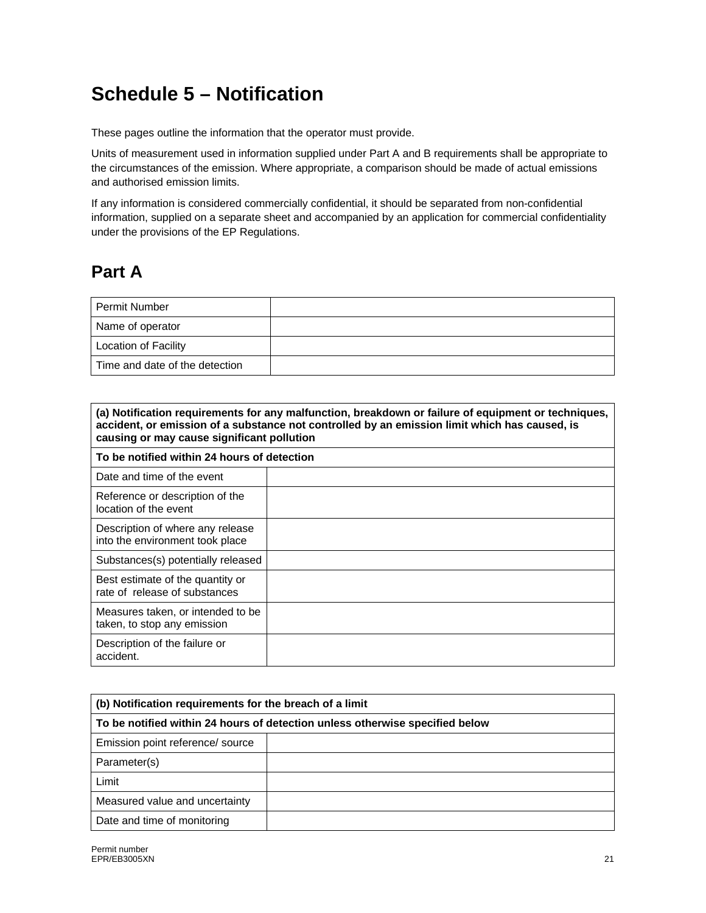# Schedule 5 – Notification

These pages outline the information that the operator must provide.

Units of measurement used in information supplied under Part A and B requirements shall be appropriate to the circumstances of the emission. Where appropriate, a comparison should be made of actual emissions and authorised emission limits.

If any information is considered commercially confidential, it should be separated from non-confidential information, supplied on a separate sheet and accompanied by an application for commercial confidentiality under the provisions of the EP Regulations.

## Part A

| | |
|---|---|
| Permit Number | |
| Name of operator | |
| Location of Facility | |
| Time and date of the detection | |

| **(a) Notification requirements for any malfunction, breakdown or failure of equipment or techniques, accident, or emission of a substance not controlled by an emission limit which has caused, is causing or may cause significant pollution** | |
|---|---|
| **To be notified within 24 hours of detection** | |
| Date and time of the event | |
| Reference or description of the location of the event | |
| Description of where any release into the environment took place | |
| Substances(s) potentially released | |
| Best estimate of the quantity or rate of release of substances | |
| Measures taken, or intended to be taken, to stop any emission | |
| Description of the failure or accident. | |

| **(b) Notification requirements for the breach of a limit** | |
|---|---|
| **To be notified within 24 hours of detection unless otherwise specified below** | |
| Emission point reference/ source | |
| Parameter(s) | |
| Limit | |
| Measured value and uncertainty | |
| Date and time of monitoring | |

Permit number
EPR/EB3005XN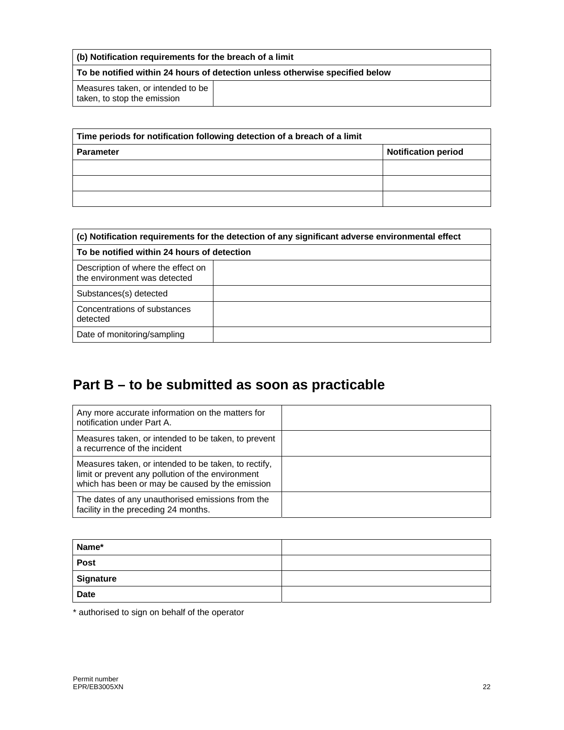| (b) Notification requirements for the breach of a limit | |
|---|---|
| **To be notified within 24 hours of detection unless otherwise specified below** | |
| Measures taken, or intended to be taken, to stop the emission | |

| Time periods for notification following detection of a breach of a limit | |
|---|---|
| **Parameter** | **Notification period** |
| | |
| | |
| | |

| (c) Notification requirements for the detection of any significant adverse environmental effect | |
|---|---|
| **To be notified within 24 hours of detection** | |
| Description of where the effect on the environment was detected | |
| Substances(s) detected | |
| Concentrations of substances detected | |
| Date of monitoring/sampling | |

## Part B – to be submitted as soon as practicable

| | |
|---|---|
| Any more accurate information on the matters for notification under Part A. | |
| Measures taken, or intended to be taken, to prevent a recurrence of the incident | |
| Measures taken, or intended to be taken, to rectify, limit or prevent any pollution of the environment which has been or may be caused by the emission | |
| The dates of any unauthorised emissions from the facility in the preceding 24 months. | |

| | |
|---|---|
| **Name*** | |
| **Post** | |
| **Signature** | |
| **Date** | |

* authorised to sign on behalf of the operator

Permit number
EPR/EB3005XN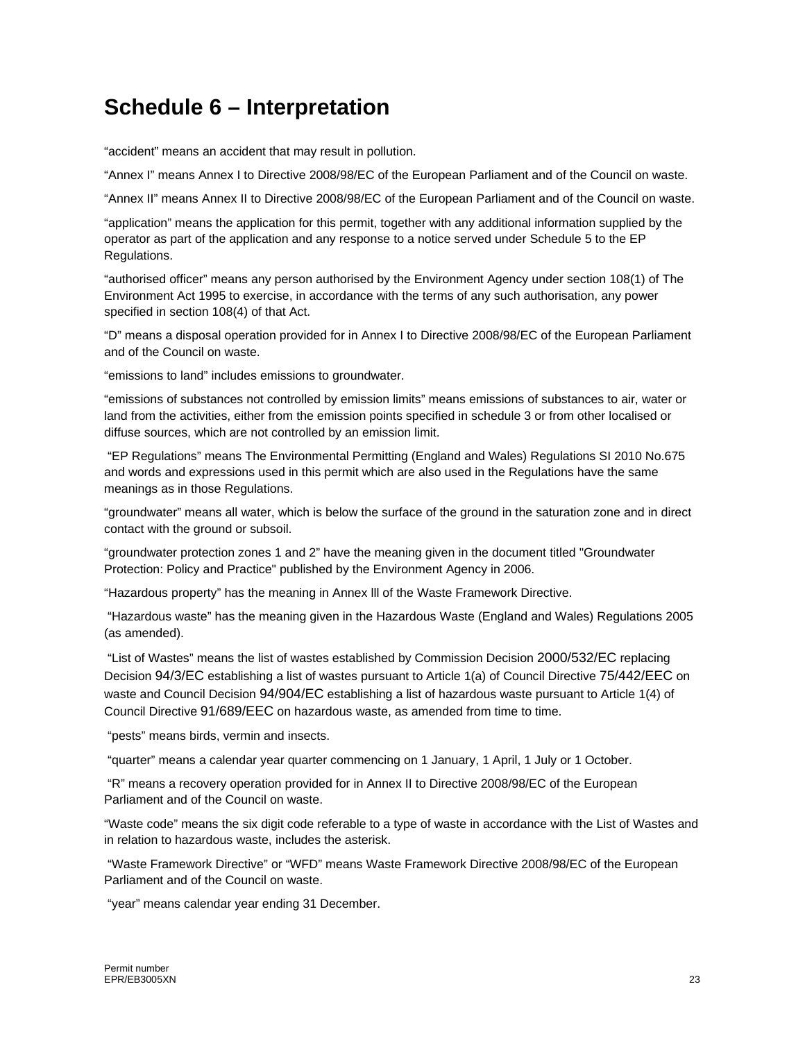# Schedule 6 – Interpretation

"accident" means an accident that may result in pollution.

"Annex I" means Annex I to Directive 2008/98/EC of the European Parliament and of the Council on waste.

"Annex II" means Annex II to Directive 2008/98/EC of the European Parliament and of the Council on waste.

"application" means the application for this permit, together with any additional information supplied by the operator as part of the application and any response to a notice served under Schedule 5 to the EP Regulations.

"authorised officer" means any person authorised by the Environment Agency under section 108(1) of The Environment Act 1995 to exercise, in accordance with the terms of any such authorisation, any power specified in section 108(4) of that Act.

"D" means a disposal operation provided for in Annex I to Directive 2008/98/EC of the European Parliament and of the Council on waste.

"emissions to land" includes emissions to groundwater.

"emissions of substances not controlled by emission limits" means emissions of substances to air, water or land from the activities, either from the emission points specified in schedule 3 or from other localised or diffuse sources, which are not controlled by an emission limit.

"EP Regulations" means The Environmental Permitting (England and Wales) Regulations SI 2010 No.675 and words and expressions used in this permit which are also used in the Regulations have the same meanings as in those Regulations.

"groundwater" means all water, which is below the surface of the ground in the saturation zone and in direct contact with the ground or subsoil.

"groundwater protection zones 1 and 2" have the meaning given in the document titled "Groundwater Protection: Policy and Practice" published by the Environment Agency in 2006.

"Hazardous property" has the meaning in Annex lll of the Waste Framework Directive.

"Hazardous waste" has the meaning given in the Hazardous Waste (England and Wales) Regulations 2005 (as amended).

"List of Wastes" means the list of wastes established by Commission Decision 2000/532/EC replacing Decision 94/3/EC establishing a list of wastes pursuant to Article 1(a) of Council Directive 75/442/EEC on waste and Council Decision 94/904/EC establishing a list of hazardous waste pursuant to Article 1(4) of Council Directive 91/689/EEC on hazardous waste, as amended from time to time.

"pests" means birds, vermin and insects.

"quarter" means a calendar year quarter commencing on 1 January, 1 April, 1 July or 1 October.

"R" means a recovery operation provided for in Annex II to Directive 2008/98/EC of the European Parliament and of the Council on waste.

"Waste code" means the six digit code referable to a type of waste in accordance with the List of Wastes and in relation to hazardous waste, includes the asterisk.

"Waste Framework Directive" or "WFD" means Waste Framework Directive 2008/98/EC of the European Parliament and of the Council on waste.

"year" means calendar year ending 31 December.

Permit number
EPR/EB3005XN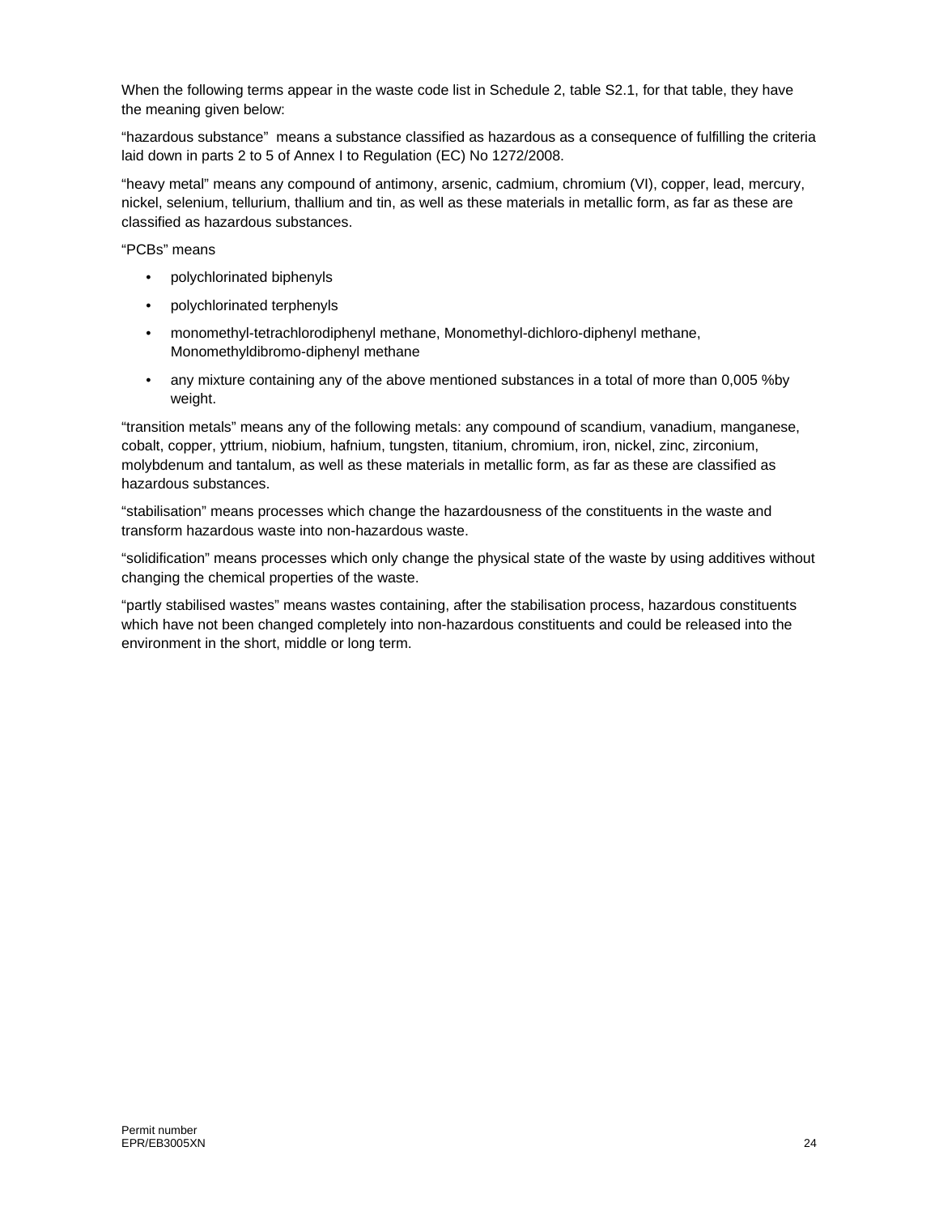When the following terms appear in the waste code list in Schedule 2, table S2.1, for that table, they have the meaning given below:

“hazardous substance” means a substance classified as hazardous as a consequence of fulfilling the criteria laid down in parts 2 to 5 of Annex I to Regulation (EC) No 1272/2008.

“heavy metal” means any compound of antimony, arsenic, cadmium, chromium (VI), copper, lead, mercury, nickel, selenium, tellurium, thallium and tin, as well as these materials in metallic form, as far as these are classified as hazardous substances.

“PCBs” means

- polychlorinated biphenyls
- polychlorinated terphenyls
- monomethyl-tetrachlorodiphenyl methane, Monomethyl-dichloro-diphenyl methane, Monomethyldibromo-diphenyl methane
- any mixture containing any of the above mentioned substances in a total of more than 0,005 %by weight.

“transition metals” means any of the following metals: any compound of scandium, vanadium, manganese, cobalt, copper, yttrium, niobium, hafnium, tungsten, titanium, chromium, iron, nickel, zinc, zirconium, molybdenum and tantalum, as well as these materials in metallic form, as far as these are classified as hazardous substances.

“stabilisation” means processes which change the hazardousness of the constituents in the waste and transform hazardous waste into non-hazardous waste.

“solidification” means processes which only change the physical state of the waste by using additives without changing the chemical properties of the waste.

“partly stabilised wastes” means wastes containing, after the stabilisation process, hazardous constituents which have not been changed completely into non-hazardous constituents and could be released into the environment in the short, middle or long term.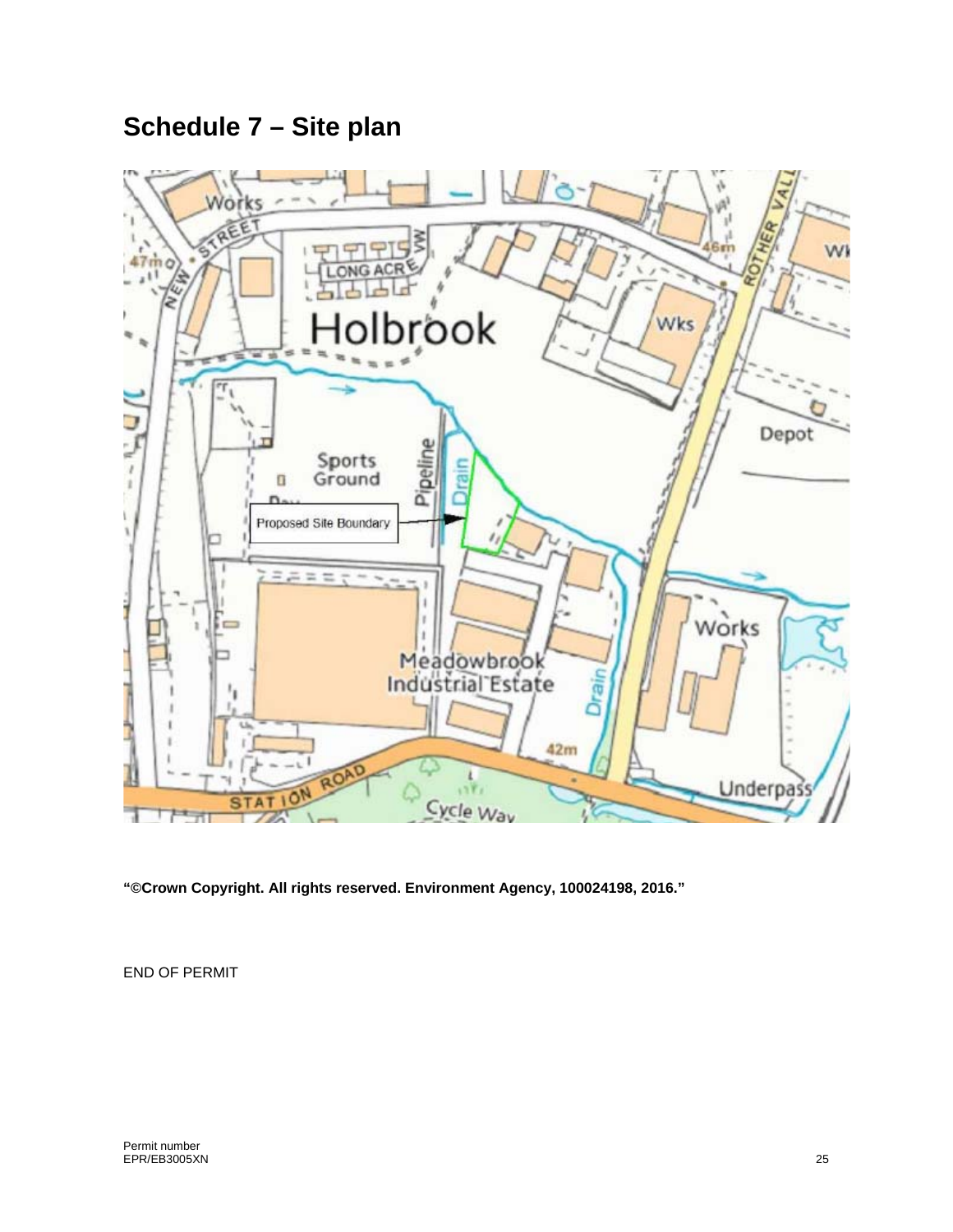# Schedule 7 – Site plan

Proposed Site Boundary

**"©Crown Copyright. All rights reserved. Environment Agency, 100024198, 2016."**

END OF PERMIT

Permit number
EPR/EB3005XN